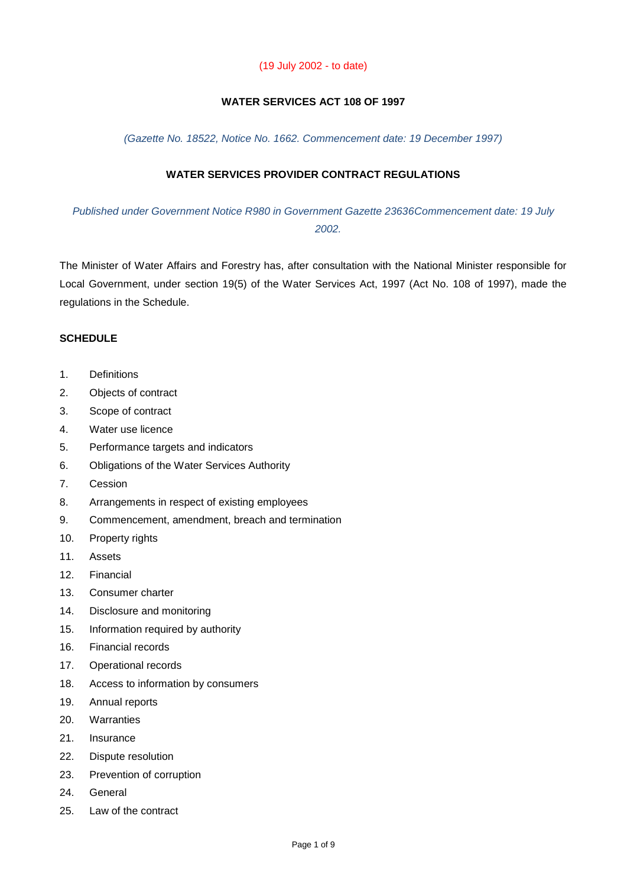(19 July 2002 - to date)

**WATER SERVICES ACT 108 OF 1997**

*(Gazette No. 18522, Notice No. 1662. Commencement date: 19 December 1997)*

**WATER SERVICES PROVIDER CONTRACT REGULATIONS**

*Published under Government Notice R980 in Government Gazette 23636Commencement date: 19 July 2002.*

The Minister of Water Affairs and Forestry has, after consultation with the National Minister responsible for Local Government, under section 19(5) of the Water Services Act, 1997 (Act No. 108 of 1997), made the regulations in the Schedule.

**SCHEDULE**

1. Definitions
2. Objects of contract
3. Scope of contract
4. Water use licence
5. Performance targets and indicators
6. Obligations of the Water Services Authority
7. Cession
8. Arrangements in respect of existing employees
9. Commencement, amendment, breach and termination
10. Property rights
11. Assets
12. Financial
13. Consumer charter
14. Disclosure and monitoring
15. Information required by authority
16. Financial records
17. Operational records
18. Access to information by consumers
19. Annual reports
20. Warranties
21. Insurance
22. Dispute resolution
23. Prevention of corruption
24. General
25. Law of the contract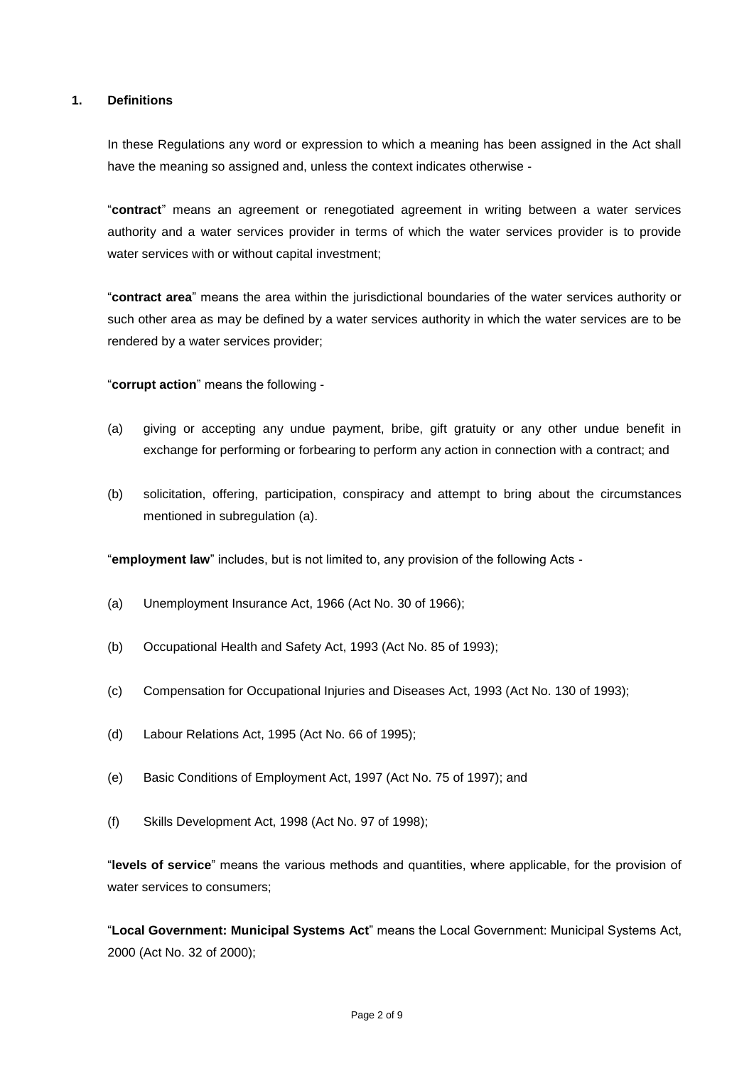## 1. Definitions

In these Regulations any word or expression to which a meaning has been assigned in the Act shall have the meaning so assigned and, unless the context indicates otherwise -

"**contract**" means an agreement or renegotiated agreement in writing between a water services authority and a water services provider in terms of which the water services provider is to provide water services with or without capital investment;

"**contract area**" means the area within the jurisdictional boundaries of the water services authority or such other area as may be defined by a water services authority in which the water services are to be rendered by a water services provider;

"**corrupt action**" means the following -

(a) giving or accepting any undue payment, bribe, gift gratuity or any other undue benefit in exchange for performing or forbearing to perform any action in connection with a contract; and

(b) solicitation, offering, participation, conspiracy and attempt to bring about the circumstances mentioned in subregulation (a).

"**employment law**" includes, but is not limited to, any provision of the following Acts -

(a) Unemployment Insurance Act, 1966 (Act No. 30 of 1966);

(b) Occupational Health and Safety Act, 1993 (Act No. 85 of 1993);

(c) Compensation for Occupational Injuries and Diseases Act, 1993 (Act No. 130 of 1993);

(d) Labour Relations Act, 1995 (Act No. 66 of 1995);

(e) Basic Conditions of Employment Act, 1997 (Act No. 75 of 1997); and

(f) Skills Development Act, 1998 (Act No. 97 of 1998);

"**levels of service**" means the various methods and quantities, where applicable, for the provision of water services to consumers;

"**Local Government: Municipal Systems Act**" means the Local Government: Municipal Systems Act, 2000 (Act No. 32 of 2000);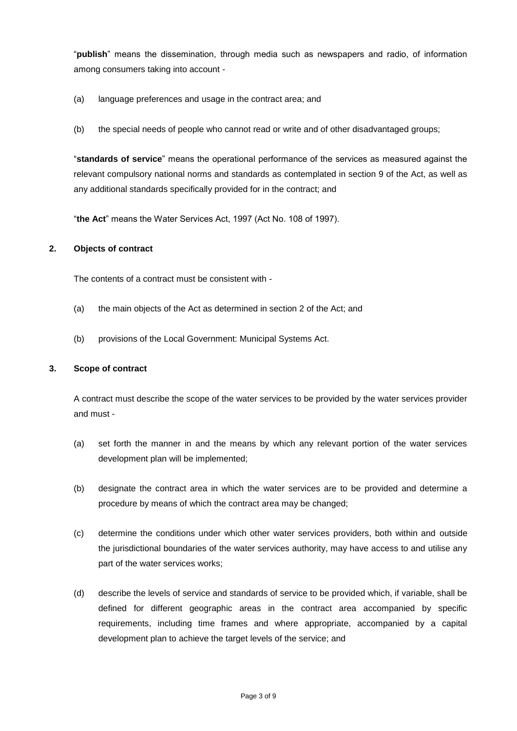"**publish**" means the dissemination, through media such as newspapers and radio, of information among consumers taking into account -

(a) language preferences and usage in the contract area; and

(b) the special needs of people who cannot read or write and of other disadvantaged groups;

"**standards of service**" means the operational performance of the services as measured against the relevant compulsory national norms and standards as contemplated in section 9 of the Act, as well as any additional standards specifically provided for in the contract; and

"**the Act**" means the Water Services Act, 1997 (Act No. 108 of 1997).

## 2. Objects of contract

The contents of a contract must be consistent with -

(a) the main objects of the Act as determined in section 2 of the Act; and

(b) provisions of the Local Government: Municipal Systems Act.

## 3. Scope of contract

A contract must describe the scope of the water services to be provided by the water services provider and must -

(a) set forth the manner in and the means by which any relevant portion of the water services development plan will be implemented;

(b) designate the contract area in which the water services are to be provided and determine a procedure by means of which the contract area may be changed;

(c) determine the conditions under which other water services providers, both within and outside the jurisdictional boundaries of the water services authority, may have access to and utilise any part of the water services works;

(d) describe the levels of service and standards of service to be provided which, if variable, shall be defined for different geographic areas in the contract area accompanied by specific requirements, including time frames and where appropriate, accompanied by a capital development plan to achieve the target levels of the service; and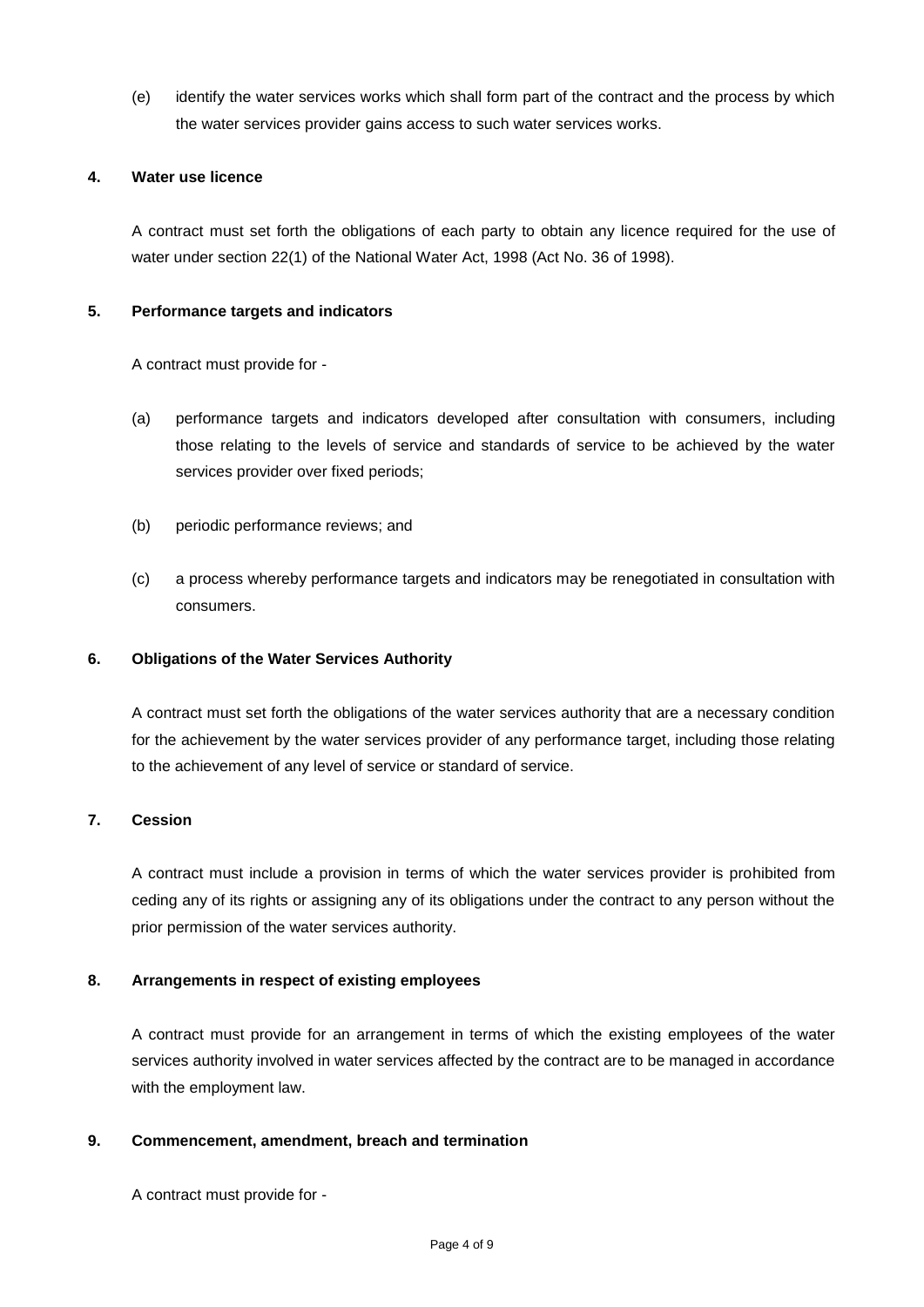(e) identify the water services works which shall form part of the contract and the process by which the water services provider gains access to such water services works.

**4. Water use licence**

A contract must set forth the obligations of each party to obtain any licence required for the use of water under section 22(1) of the National Water Act, 1998 (Act No. 36 of 1998).

**5. Performance targets and indicators**

A contract must provide for -

(a) performance targets and indicators developed after consultation with consumers, including those relating to the levels of service and standards of service to be achieved by the water services provider over fixed periods;

(b) periodic performance reviews; and

(c) a process whereby performance targets and indicators may be renegotiated in consultation with consumers.

**6. Obligations of the Water Services Authority**

A contract must set forth the obligations of the water services authority that are a necessary condition for the achievement by the water services provider of any performance target, including those relating to the achievement of any level of service or standard of service.

**7. Cession**

A contract must include a provision in terms of which the water services provider is prohibited from ceding any of its rights or assigning any of its obligations under the contract to any person without the prior permission of the water services authority.

**8. Arrangements in respect of existing employees**

A contract must provide for an arrangement in terms of which the existing employees of the water services authority involved in water services affected by the contract are to be managed in accordance with the employment law.

**9. Commencement, amendment, breach and termination**

A contract must provide for -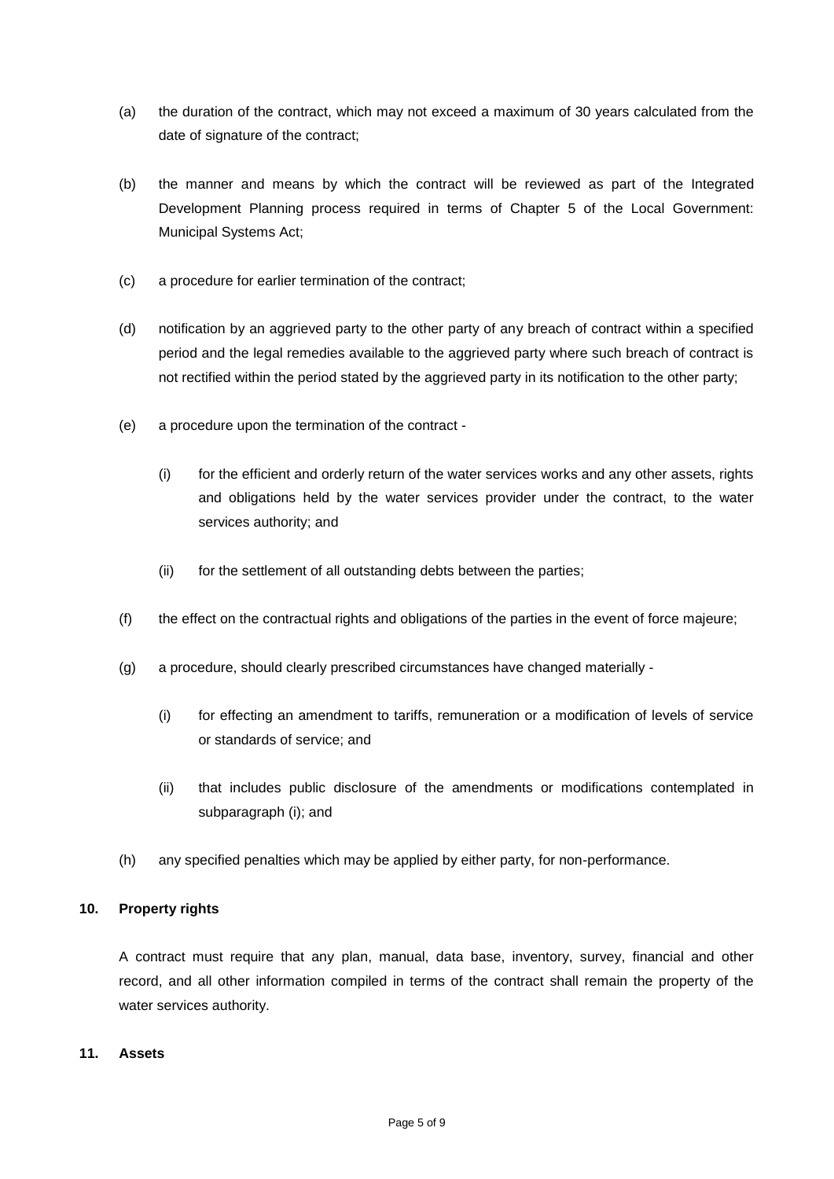(a) the duration of the contract, which may not exceed a maximum of 30 years calculated from the date of signature of the contract;

(b) the manner and means by which the contract will be reviewed as part of the Integrated Development Planning process required in terms of Chapter 5 of the Local Government: Municipal Systems Act;

(c) a procedure for earlier termination of the contract;

(d) notification by an aggrieved party to the other party of any breach of contract within a specified period and the legal remedies available to the aggrieved party where such breach of contract is not rectified within the period stated by the aggrieved party in its notification to the other party;

(e) a procedure upon the termination of the contract -

 (i) for the efficient and orderly return of the water services works and any other assets, rights and obligations held by the water services provider under the contract, to the water services authority; and

 (ii) for the settlement of all outstanding debts between the parties;

(f) the effect on the contractual rights and obligations of the parties in the event of force majeure;

(g) a procedure, should clearly prescribed circumstances have changed materially -

 (i) for effecting an amendment to tariffs, remuneration or a modification of levels of service or standards of service; and

 (ii) that includes public disclosure of the amendments or modifications contemplated in subparagraph (i); and

(h) any specified penalties which may be applied by either party, for non-performance.

**10. Property rights**

A contract must require that any plan, manual, data base, inventory, survey, financial and other record, and all other information compiled in terms of the contract shall remain the property of the water services authority.

**11. Assets**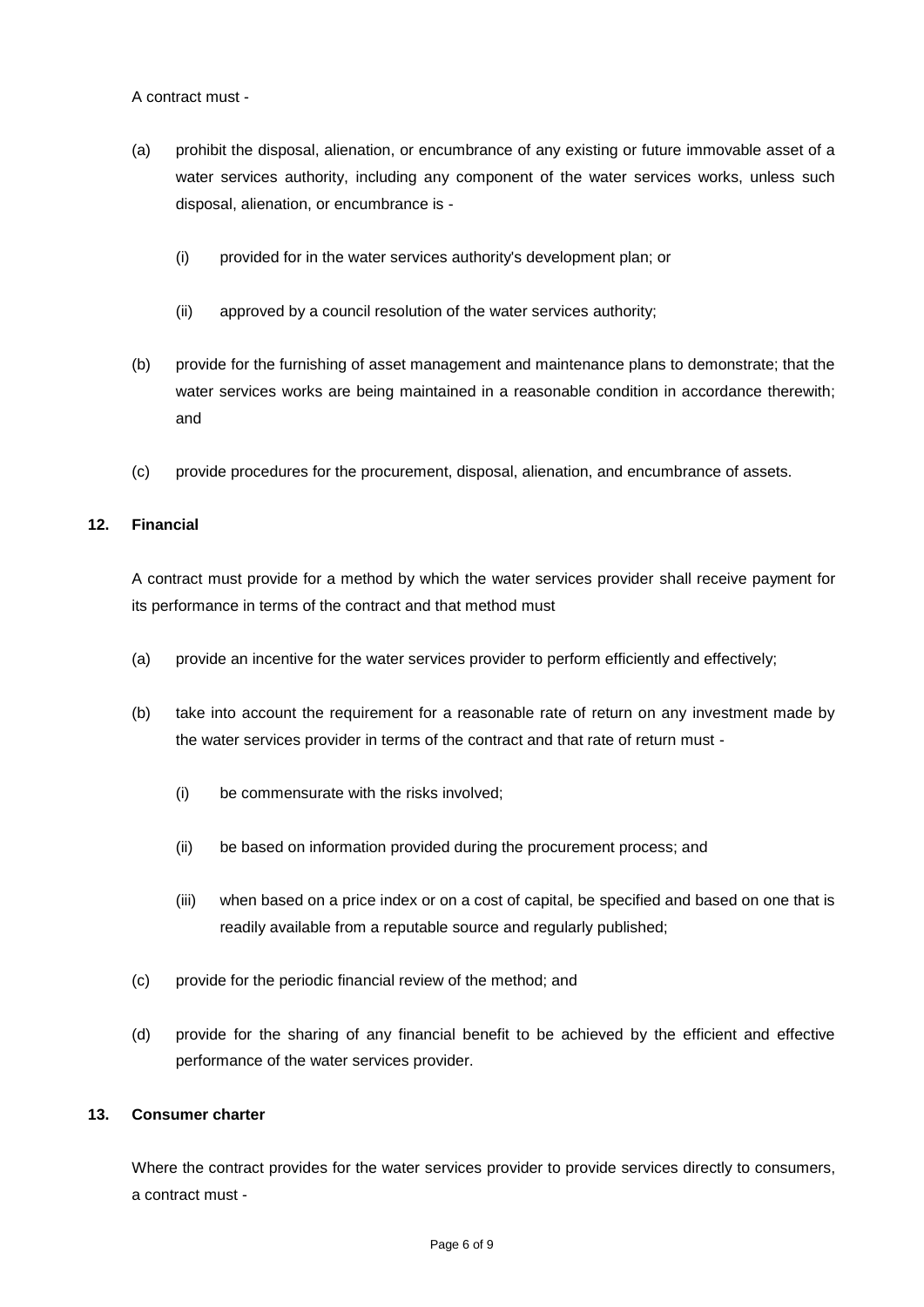A contract must -

(a) prohibit the disposal, alienation, or encumbrance of any existing or future immovable asset of a water services authority, including any component of the water services works, unless such disposal, alienation, or encumbrance is -

  (i) provided for in the water services authority's development plan; or

  (ii) approved by a council resolution of the water services authority;

(b) provide for the furnishing of asset management and maintenance plans to demonstrate; that the water services works are being maintained in a reasonable condition in accordance therewith; and

(c) provide procedures for the procurement, disposal, alienation, and encumbrance of assets.

**12. Financial**

A contract must provide for a method by which the water services provider shall receive payment for its performance in terms of the contract and that method must

(a) provide an incentive for the water services provider to perform efficiently and effectively;

(b) take into account the requirement for a reasonable rate of return on any investment made by the water services provider in terms of the contract and that rate of return must -

  (i) be commensurate with the risks involved;

  (ii) be based on information provided during the procurement process; and

  (iii) when based on a price index or on a cost of capital, be specified and based on one that is readily available from a reputable source and regularly published;

(c) provide for the periodic financial review of the method; and

(d) provide for the sharing of any financial benefit to be achieved by the efficient and effective performance of the water services provider.

**13. Consumer charter**

Where the contract provides for the water services provider to provide services directly to consumers, a contract must -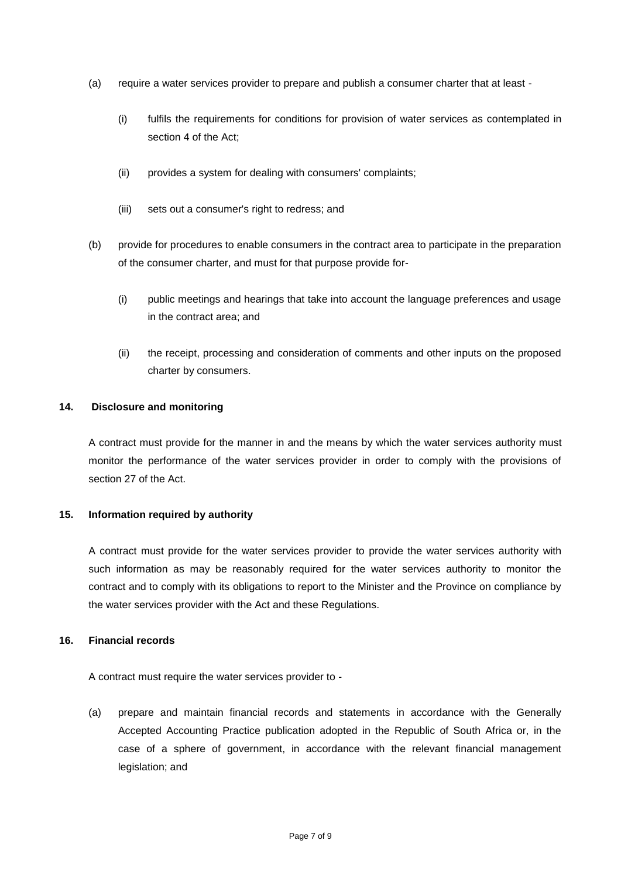(a) require a water services provider to prepare and publish a consumer charter that at least -

   (i) fulfils the requirements for conditions for provision of water services as contemplated in section 4 of the Act;

   (ii) provides a system for dealing with consumers' complaints;

   (iii) sets out a consumer's right to redress; and

(b) provide for procedures to enable consumers in the contract area to participate in the preparation of the consumer charter, and must for that purpose provide for-

   (i) public meetings and hearings that take into account the language preferences and usage in the contract area; and

   (ii) the receipt, processing and consideration of comments and other inputs on the proposed charter by consumers.

**14. Disclosure and monitoring**

A contract must provide for the manner in and the means by which the water services authority must monitor the performance of the water services provider in order to comply with the provisions of section 27 of the Act.

**15. Information required by authority**

A contract must provide for the water services provider to provide the water services authority with such information as may be reasonably required for the water services authority to monitor the contract and to comply with its obligations to report to the Minister and the Province on compliance by the water services provider with the Act and these Regulations.

**16. Financial records**

A contract must require the water services provider to -

(a) prepare and maintain financial records and statements in accordance with the Generally Accepted Accounting Practice publication adopted in the Republic of South Africa or, in the case of a sphere of government, in accordance with the relevant financial management legislation; and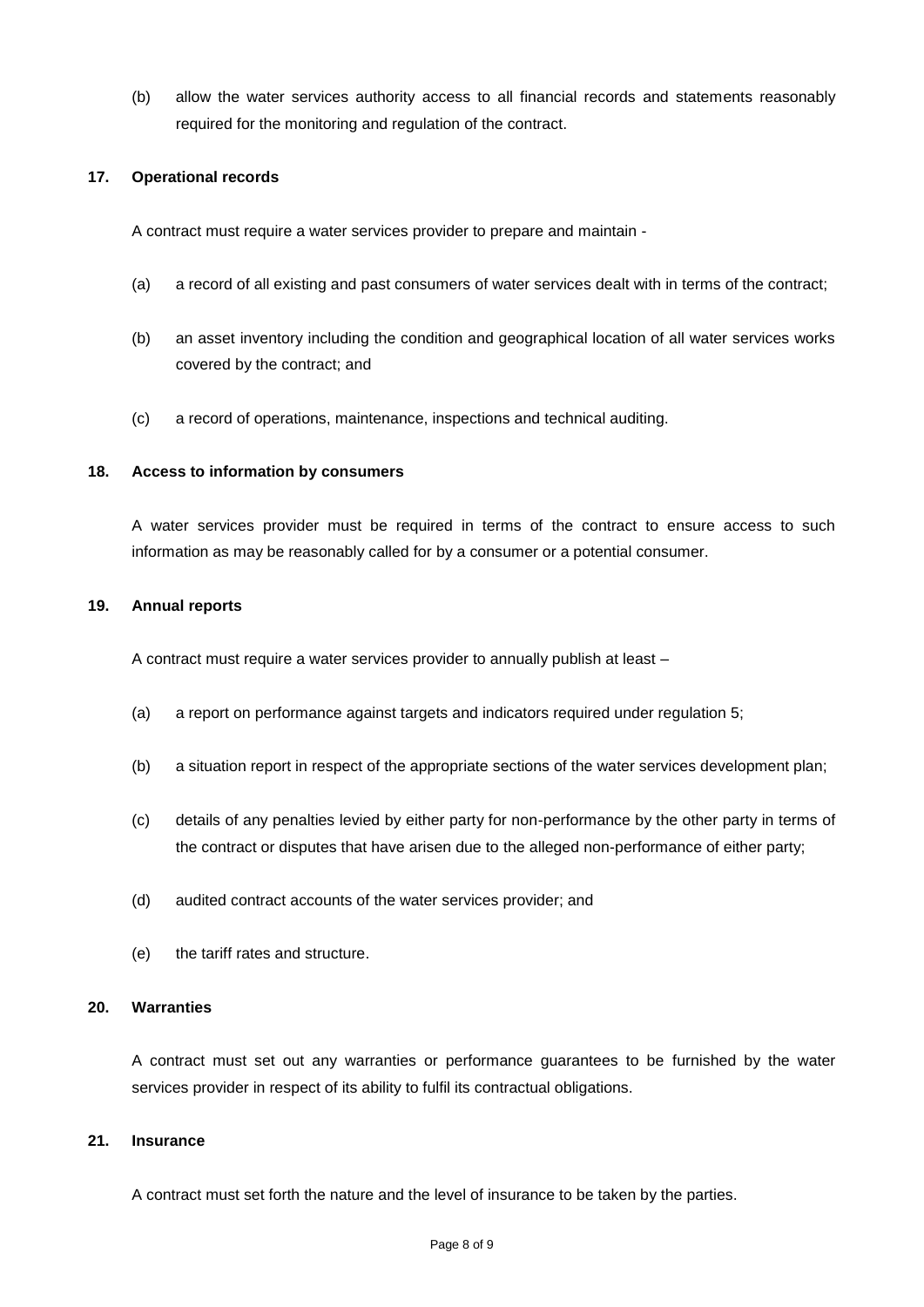(b) allow the water services authority access to all financial records and statements reasonably required for the monitoring and regulation of the contract.

**17. Operational records**

A contract must require a water services provider to prepare and maintain -

(a) a record of all existing and past consumers of water services dealt with in terms of the contract;

(b) an asset inventory including the condition and geographical location of all water services works covered by the contract; and

(c) a record of operations, maintenance, inspections and technical auditing.

**18. Access to information by consumers**

A water services provider must be required in terms of the contract to ensure access to such information as may be reasonably called for by a consumer or a potential consumer.

**19. Annual reports**

A contract must require a water services provider to annually publish at least –

(a) a report on performance against targets and indicators required under regulation 5;

(b) a situation report in respect of the appropriate sections of the water services development plan;

(c) details of any penalties levied by either party for non-performance by the other party in terms of the contract or disputes that have arisen due to the alleged non-performance of either party;

(d) audited contract accounts of the water services provider; and

(e) the tariff rates and structure.

**20. Warranties**

A contract must set out any warranties or performance guarantees to be furnished by the water services provider in respect of its ability to fulfil its contractual obligations.

**21. Insurance**

A contract must set forth the nature and the level of insurance to be taken by the parties.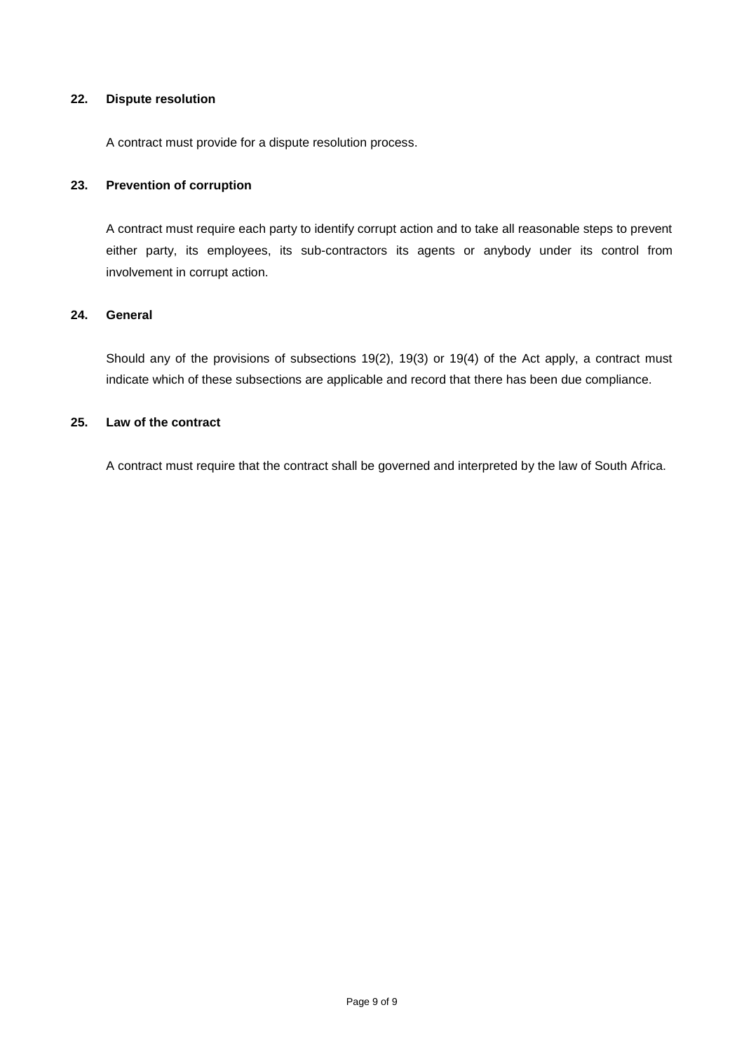**22. Dispute resolution**

A contract must provide for a dispute resolution process.

**23. Prevention of corruption**

A contract must require each party to identify corrupt action and to take all reasonable steps to prevent either party, its employees, its sub-contractors its agents or anybody under its control from involvement in corrupt action.

**24. General**

Should any of the provisions of subsections 19(2), 19(3) or 19(4) of the Act apply, a contract must indicate which of these subsections are applicable and record that there has been due compliance.

**25. Law of the contract**

A contract must require that the contract shall be governed and interpreted by the law of South Africa.